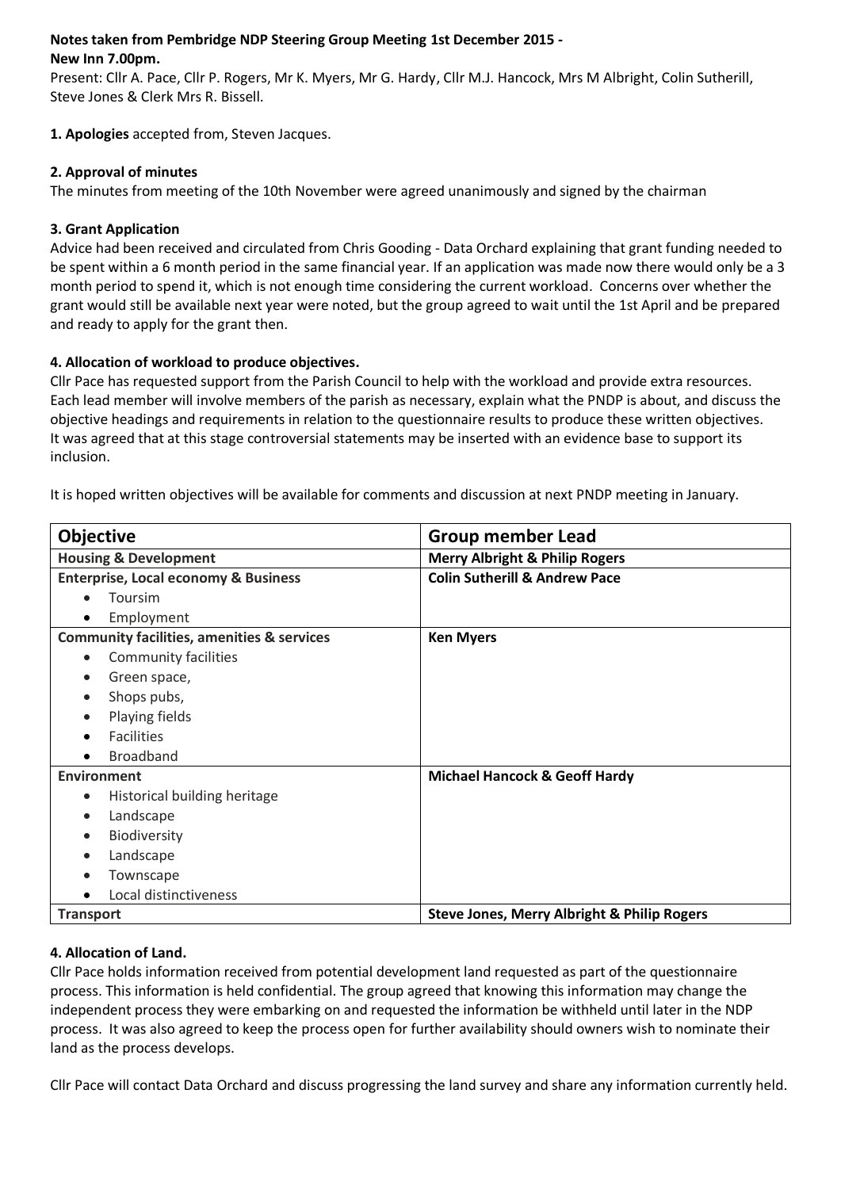**Notes taken from Pembridge NDP Steering Group Meeting 1st December 2015 - New Inn 7.00pm.**

Present: Cllr A. Pace, Cllr P. Rogers, Mr K. Myers, Mr G. Hardy, Cllr M.J. Hancock, Mrs M Albright, Colin Sutherill, Steve Jones & Clerk Mrs R. Bissell.

**1. Apologies** accepted from, Steven Jacques.

**2. Approval of minutes**

The minutes from meeting of the 10th November were agreed unanimously and signed by the chairman

**3. Grant Application**

Advice had been received and circulated from Chris Gooding - Data Orchard explaining that grant funding needed to be spent within a 6 month period in the same financial year. If an application was made now there would only be a 3 month period to spend it, which is not enough time considering the current workload. Concerns over whether the grant would still be available next year were noted, but the group agreed to wait until the 1st April and be prepared and ready to apply for the grant then.

**4. Allocation of workload to produce objectives.**

Cllr Pace has requested support from the Parish Council to help with the workload and provide extra resources. Each lead member will involve members of the parish as necessary, explain what the PNDP is about, and discuss the objective headings and requirements in relation to the questionnaire results to produce these written objectives. It was agreed that at this stage controversial statements may be inserted with an evidence base to support its inclusion.

It is hoped written objectives will be available for comments and discussion at next PNDP meeting in January.

| Objective | Group member Lead |
|---|---|
| **Housing & Development** | **Merry Albright & Philip Rogers** |
| **Enterprise, Local economy & Business**<br>• Toursim<br>• Employment | **Colin Sutherill & Andrew Pace** |
| **Community facilities, amenities & services**<br>• Community facilities<br>• Green space,<br>• Shops pubs,<br>• Playing fields<br>• Facilities<br>• Broadband | **Ken Myers** |
| **Environment**<br>• Historical building heritage<br>• Landscape<br>• Biodiversity<br>• Landscape<br>• Townscape<br>• Local distinctiveness | **Michael Hancock & Geoff Hardy** |
| **Transport** | **Steve Jones, Merry Albright & Philip Rogers** |

**4. Allocation of Land.**

Cllr Pace holds information received from potential development land requested as part of the questionnaire process. This information is held confidential. The group agreed that knowing this information may change the independent process they were embarking on and requested the information be withheld until later in the NDP process. It was also agreed to keep the process open for further availability should owners wish to nominate their land as the process develops.

Cllr Pace will contact Data Orchard and discuss progressing the land survey and share any information currently held.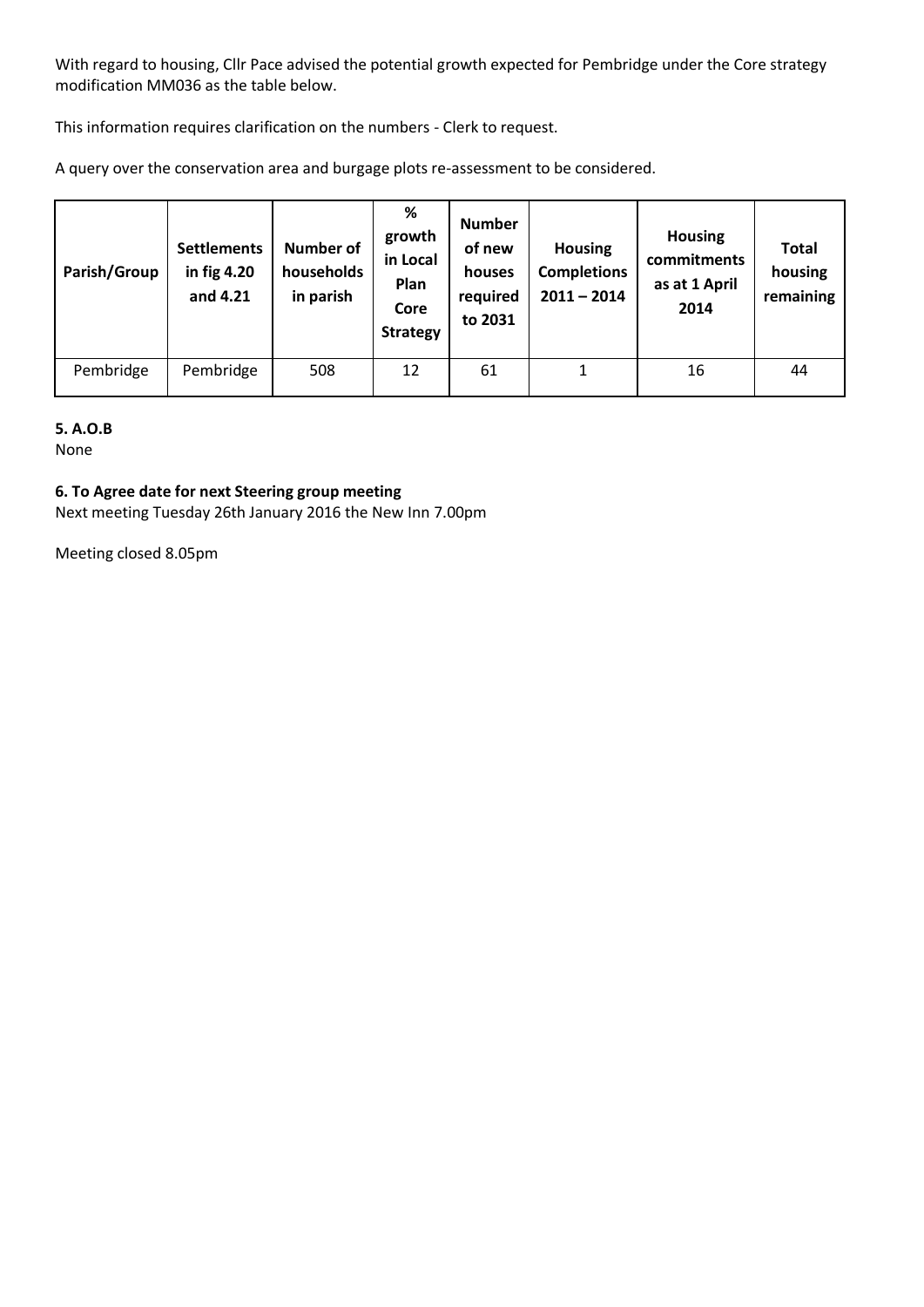With regard to housing, Cllr Pace advised the potential growth expected for Pembridge under the Core strategy modification MM036 as the table below.

This information requires clarification on the numbers - Clerk to request.

A query over the conservation area and burgage plots re-assessment to be considered.

| Parish/Group | Settlements in fig 4.20 and 4.21 | Number of households in parish | % growth in Local Plan Core Strategy | Number of new houses required to 2031 | Housing Completions 2011 – 2014 | Housing commitments as at 1 April 2014 | Total housing remaining |
|---|---|---|---|---|---|---|---|
| Pembridge | Pembridge | 508 | 12 | 61 | 1 | 16 | 44 |

**5. A.O.B**

None

**6. To Agree date for next Steering group meeting**

Next meeting Tuesday 26th January 2016 the New Inn 7.00pm

Meeting closed 8.05pm